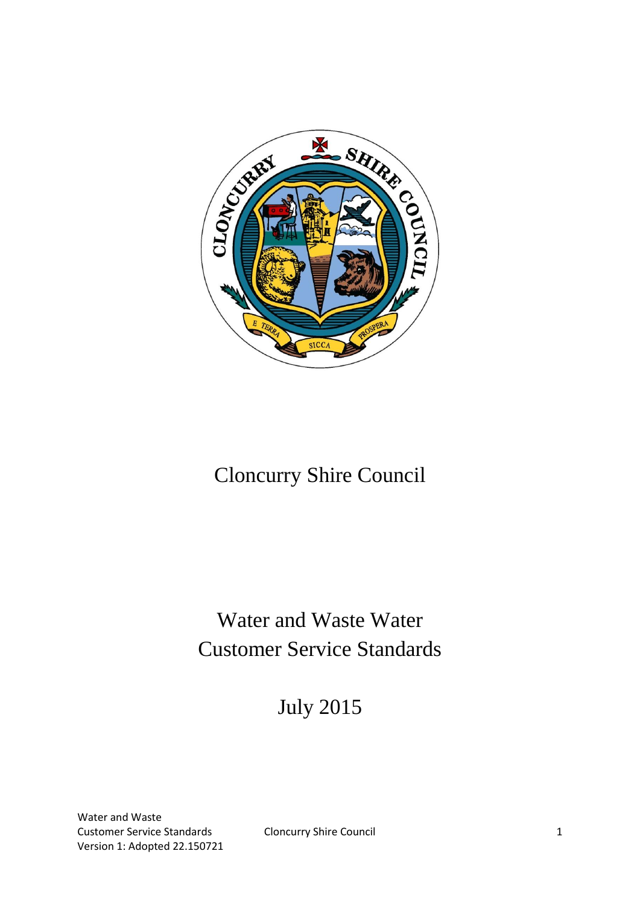# Cloncurry Shire Council

## Water and Waste Water Customer Service Standards

July 2015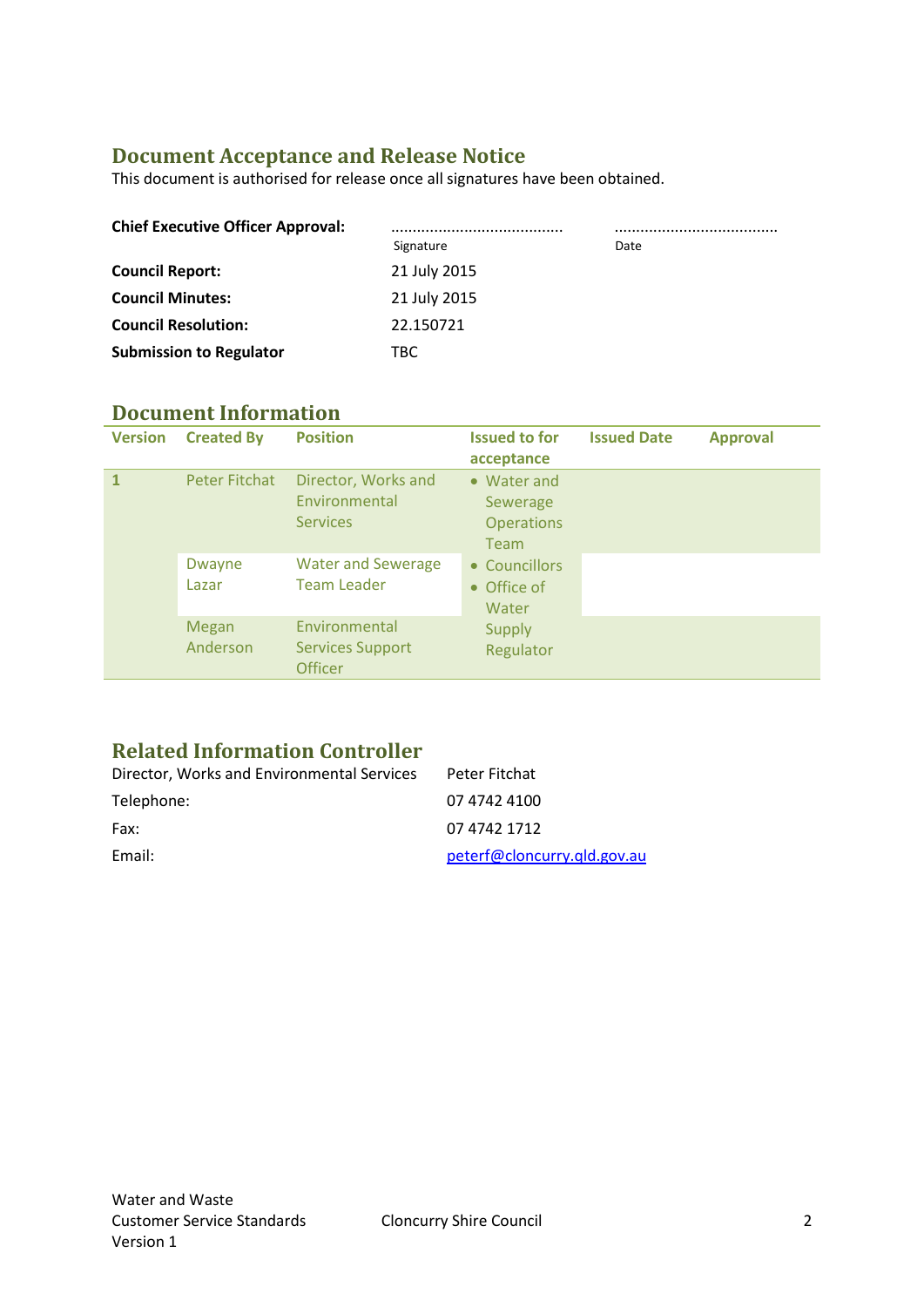## Document Acceptance and Release Notice

This document is authorised for release once all signatures have been obtained.

| | | |
|---|---|---|
| **Chief Executive Officer Approval:** | ....................................... Signature | ..................................... Date |
| **Council Report:** | 21 July 2015 | |
| **Council Minutes:** | 21 July 2015 | |
| **Council Resolution:** | 22.150721 | |
| **Submission to Regulator** | TBC | |

## Document Information

| Version | Created By | Position | Issued to for acceptance | Issued Date | Approval |
|---|---|---|---|---|---|
| 1 | Peter Fitchat | Director, Works and Environmental Services | • Water and Sewerage Operations Team<br>• Councillors<br>• Office of Water Supply Regulator | | |
| | Dwayne Lazar | Water and Sewerage Team Leader | | | |
| | Megan Anderson | Environmental Services Support Officer | | | |

## Related Information Controller

| | |
|---|---|
| Director, Works and Environmental Services | Peter Fitchat |
| Telephone: | 07 4742 4100 |
| Fax: | 07 4742 1712 |
| Email: | peterf@cloncurry.qld.gov.au |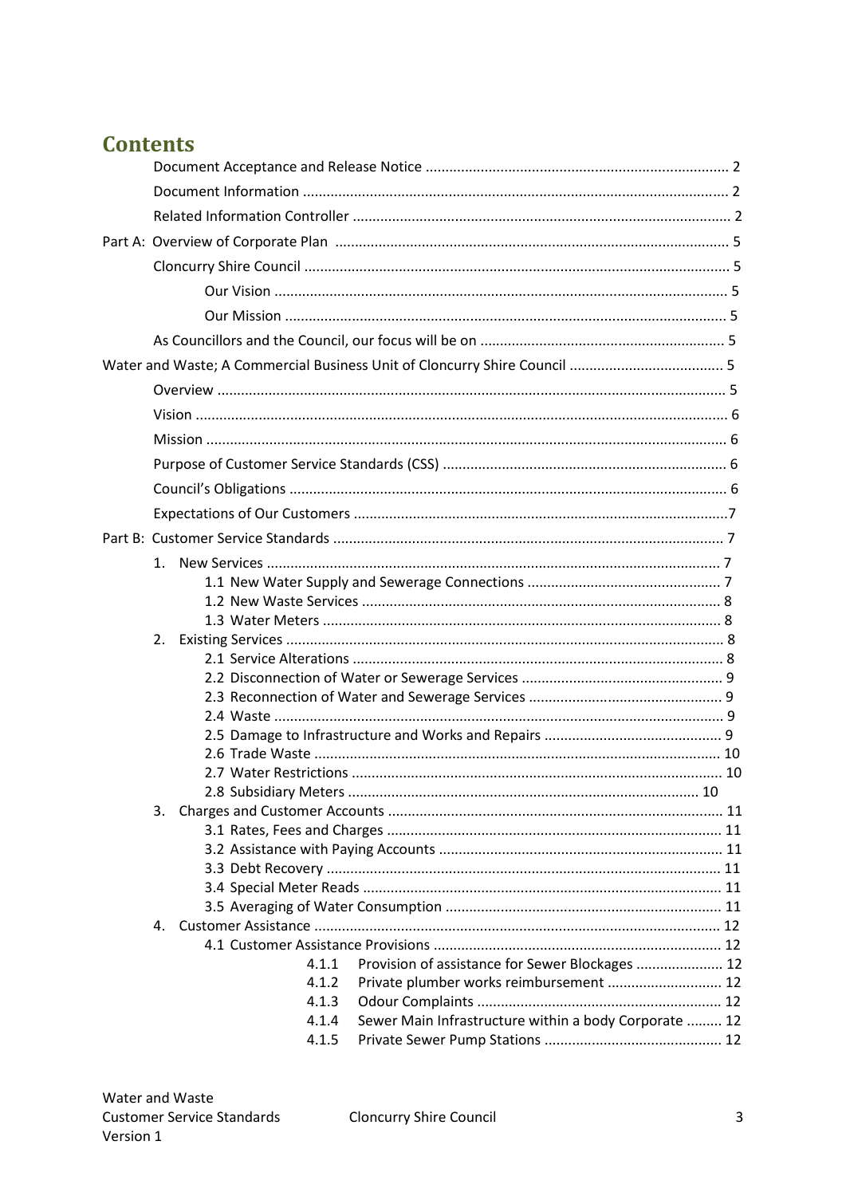# Contents

Document Acceptance and Release Notice ........................................................................... 2

Document Information ......................................................................................................... 2

Related Information Controller ............................................................................................ 2

Part A: Overview of Corporate Plan ...................................................................................... 5

Cloncurry Shire Council ........................................................................................................ 5

Our Vision ............................................................................................................... 5

Our Mission ............................................................................................................. 5

As Councillors and the Council, our focus will be on ............................................................ 5

Water and Waste; A Commercial Business Unit of Cloncurry Shire Council ....................................... 5

Overview ............................................................................................................................. 5

Vision ................................................................................................................................... 6

Mission ................................................................................................................................. 6

Purpose of Customer Service Standards (CSS) ..................................................................... 6

Council's Obligations ........................................................................................................... 6

Expectations of Our Customers ............................................................................................7

Part B: Customer Service Standards ..................................................................................... 7

1. New Services ................................................................................................................. 7
   - 1.1 New Water Supply and Sewerage Connections ................................................ 7
   - 1.2 New Waste Services .......................................................................................... 8
   - 1.3 Water Meters ..................................................................................................... 8
2. Existing Services ............................................................................................................ 8
   - 2.1 Service Alterations ............................................................................................ 8
   - 2.2 Disconnection of Water or Sewerage Services .................................................. 9
   - 2.3 Reconnection of Water and Sewerage Services ................................................ 9
   - 2.4 Waste ................................................................................................................. 9
   - 2.5 Damage to Infrastructure and Works and Repairs ............................................ 9
   - 2.6 Trade Waste ...................................................................................................... 10
   - 2.7 Water Restrictions ............................................................................................ 10
   - 2.8 Subsidiary Meters ....................................................................................... 10
3. Charges and Customer Accounts .................................................................................. 11
   - 3.1 Rates, Fees and Charges ................................................................................... 11
   - 3.2 Assistance with Paying Accounts ...................................................................... 11
   - 3.3 Debt Recovery ................................................................................................... 11
   - 3.4 Special Meter Reads .......................................................................................... 11
   - 3.5 Averaging of Water Consumption ..................................................................... 11
4. Customer Assistance ..................................................................................................... 12
   - 4.1 Customer Assistance Provisions ........................................................................ 12
     - 4.1.1 Provision of assistance for Sewer Blockages ...................... 12
     - 4.1.2 Private plumber works reimbursement ............................ 12
     - 4.1.3 Odour Complaints ............................................................ 12
     - 4.1.4 Sewer Main Infrastructure within a body Corporate ......... 12
     - 4.1.5 Private Sewer Pump Stations ............................................ 12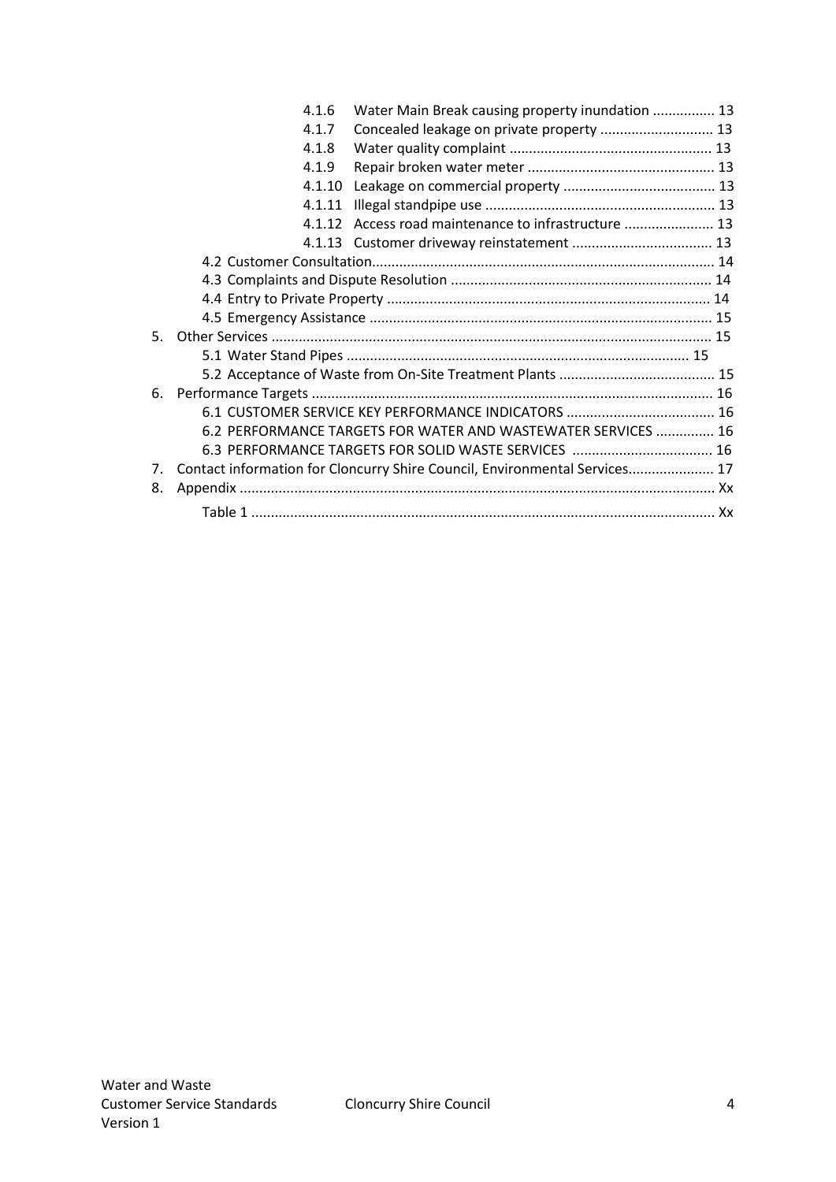- 4.1.6 Water Main Break causing property inundation ................ 13
- 4.1.7 Concealed leakage on private property ............................ 13
- 4.1.8 Water quality complaint .................................................... 13
- 4.1.9 Repair broken water meter ................................................ 13
- 4.1.10 Leakage on commercial property ....................................... 13
- 4.1.11 Illegal standpipe use ........................................................... 13
- 4.1.12 Access road maintenance to infrastructure ....................... 13
- 4.1.13 Customer driveway reinstatement .................................... 13

4.2 Customer Consultation....................................................................................... 14
4.3 Complaints and Dispute Resolution .................................................................. 14
4.4 Entry to Private Property .................................................................................. 14
4.5 Emergency Assistance ....................................................................................... 15

5. Other Services ................................................................................................................ 15
   5.1 Water Stand Pipes ........................................................................................ 15
   5.2 Acceptance of Waste from On-Site Treatment Plants ........................................ 15
6. Performance Targets ...................................................................................................... 16
   6.1 CUSTOMER SERVICE KEY PERFORMANCE INDICATORS ...................................... 16
   6.2 PERFORMANCE TARGETS FOR WATER AND WASTEWATER SERVICES ............... 16
   6.3 PERFORMANCE TARGETS FOR SOLID WASTE SERVICES .................................... 16
7. Contact information for Cloncurry Shire Council, Environmental Services...................... 17
8. Appendix ......................................................................................................................... Xx
   Table 1 ........................................................................................................................ Xx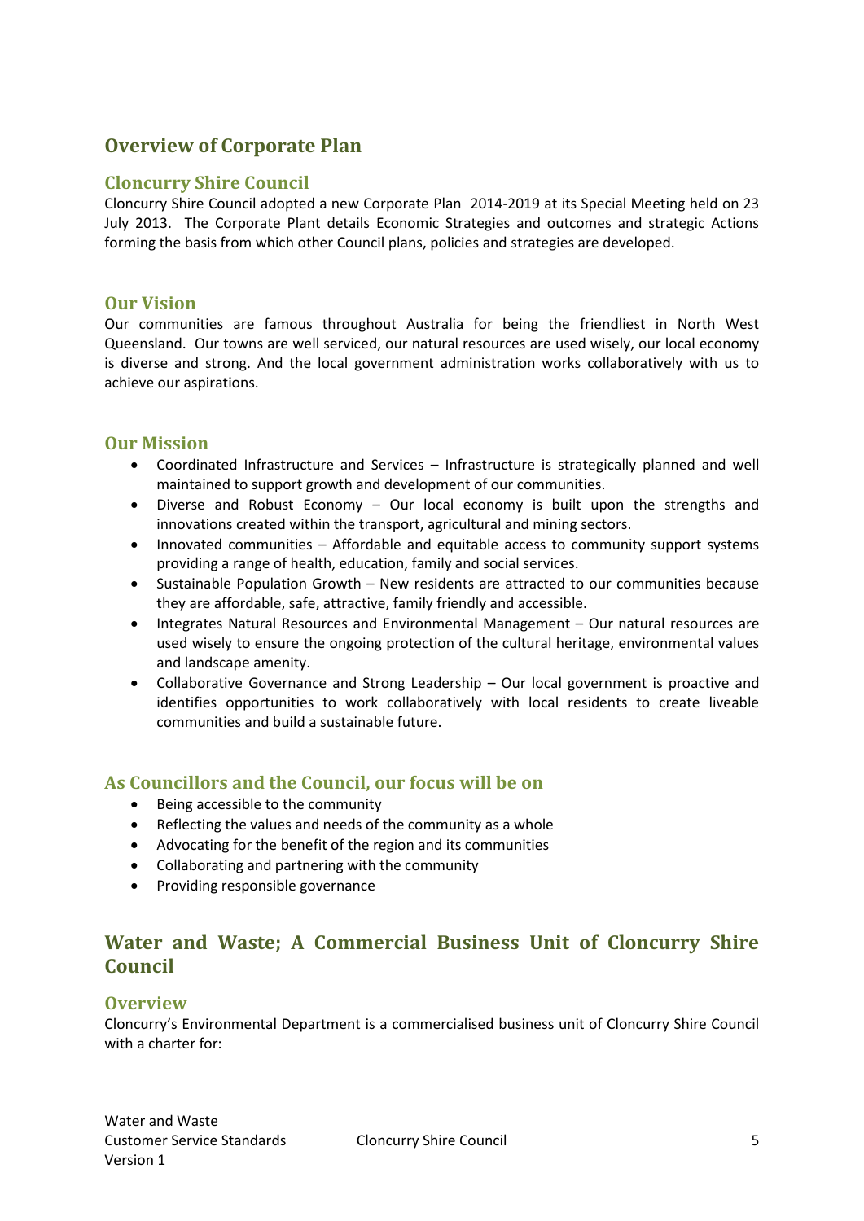## Overview of Corporate Plan

### Cloncurry Shire Council

Cloncurry Shire Council adopted a new Corporate Plan  2014-2019 at its Special Meeting held on 23 July 2013.  The Corporate Plant details Economic Strategies and outcomes and strategic Actions forming the basis from which other Council plans, policies and strategies are developed.

### Our Vision

Our communities are famous throughout Australia for being the friendliest in North West Queensland.  Our towns are well serviced, our natural resources are used wisely, our local economy is diverse and strong. And the local government administration works collaboratively with us to achieve our aspirations.

### Our Mission

- Coordinated Infrastructure and Services – Infrastructure is strategically planned and well maintained to support growth and development of our communities.
- Diverse and Robust Economy – Our local economy is built upon the strengths and innovations created within the transport, agricultural and mining sectors.
- Innovated communities – Affordable and equitable access to community support systems providing a range of health, education, family and social services.
- Sustainable Population Growth – New residents are attracted to our communities because they are affordable, safe, attractive, family friendly and accessible.
- Integrates Natural Resources and Environmental Management – Our natural resources are used wisely to ensure the ongoing protection of the cultural heritage, environmental values and landscape amenity.
- Collaborative Governance and Strong Leadership – Our local government is proactive and identifies opportunities to work collaboratively with local residents to create liveable communities and build a sustainable future.

### As Councillors and the Council, our focus will be on

- Being accessible to the community
- Reflecting the values and needs of the community as a whole
- Advocating for the benefit of the region and its communities
- Collaborating and partnering with the community
- Providing responsible governance

## Water and Waste; A Commercial Business Unit of Cloncurry Shire Council

### Overview

Cloncurry's Environmental Department is a commercialised business unit of Cloncurry Shire Council with a charter for: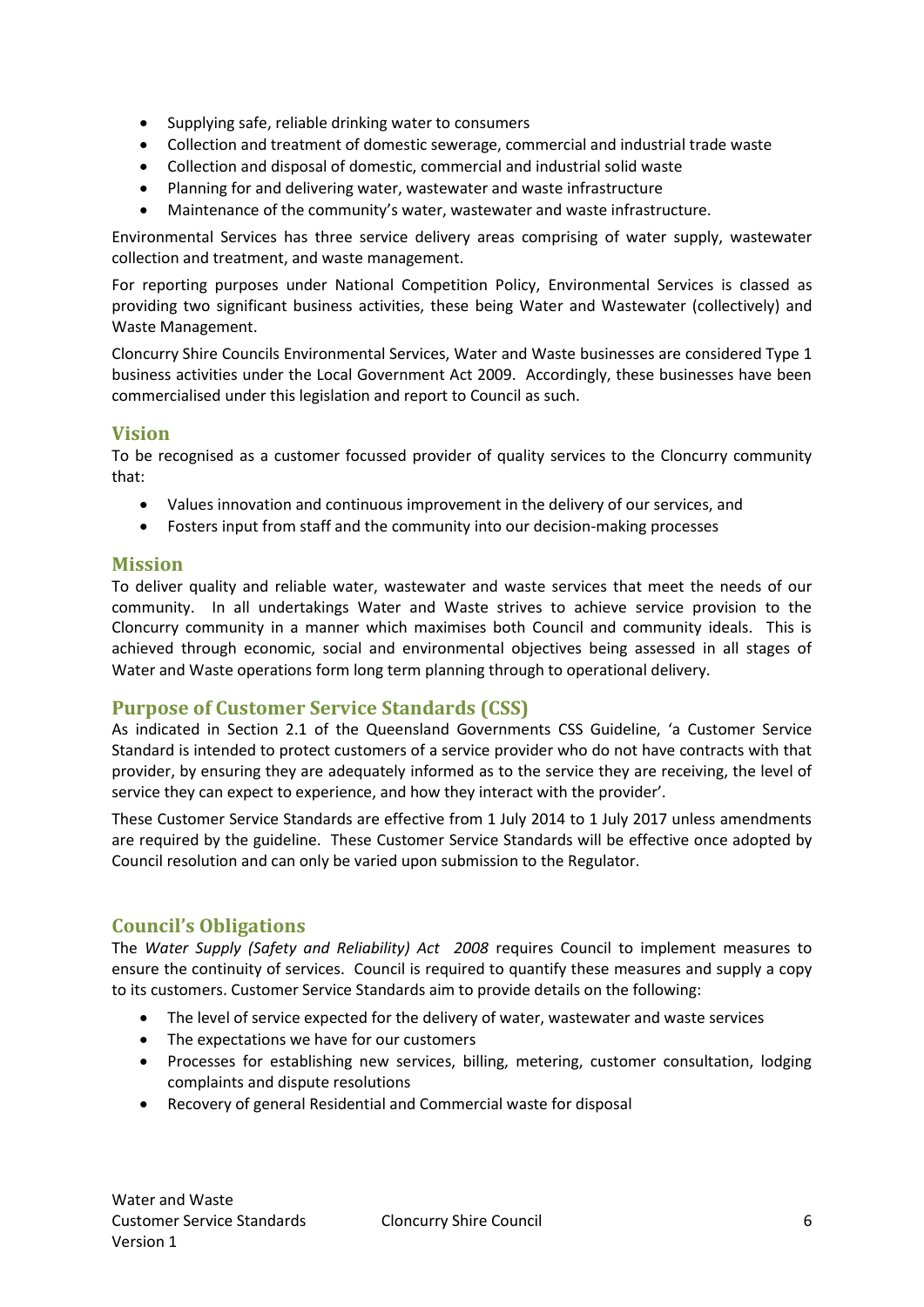- Supplying safe, reliable drinking water to consumers
- Collection and treatment of domestic sewerage, commercial and industrial trade waste
- Collection and disposal of domestic, commercial and industrial solid waste
- Planning for and delivering water, wastewater and waste infrastructure
- Maintenance of the community's water, wastewater and waste infrastructure.

Environmental Services has three service delivery areas comprising of water supply, wastewater collection and treatment, and waste management.

For reporting purposes under National Competition Policy, Environmental Services is classed as providing two significant business activities, these being Water and Wastewater (collectively) and Waste Management.

Cloncurry Shire Councils Environmental Services, Water and Waste businesses are considered Type 1 business activities under the Local Government Act 2009. Accordingly, these businesses have been commercialised under this legislation and report to Council as such.

## Vision

To be recognised as a customer focussed provider of quality services to the Cloncurry community that:

- Values innovation and continuous improvement in the delivery of our services, and
- Fosters input from staff and the community into our decision-making processes

## Mission

To deliver quality and reliable water, wastewater and waste services that meet the needs of our community. In all undertakings Water and Waste strives to achieve service provision to the Cloncurry community in a manner which maximises both Council and community ideals. This is achieved through economic, social and environmental objectives being assessed in all stages of Water and Waste operations form long term planning through to operational delivery.

## Purpose of Customer Service Standards (CSS)

As indicated in Section 2.1 of the Queensland Governments CSS Guideline, 'a Customer Service Standard is intended to protect customers of a service provider who do not have contracts with that provider, by ensuring they are adequately informed as to the service they are receiving, the level of service they can expect to experience, and how they interact with the provider'.

These Customer Service Standards are effective from 1 July 2014 to 1 July 2017 unless amendments are required by the guideline. These Customer Service Standards will be effective once adopted by Council resolution and can only be varied upon submission to the Regulator.

## Council's Obligations

The *Water Supply (Safety and Reliability) Act 2008* requires Council to implement measures to ensure the continuity of services. Council is required to quantify these measures and supply a copy to its customers. Customer Service Standards aim to provide details on the following:

- The level of service expected for the delivery of water, wastewater and waste services
- The expectations we have for our customers
- Processes for establishing new services, billing, metering, customer consultation, lodging complaints and dispute resolutions
- Recovery of general Residential and Commercial waste for disposal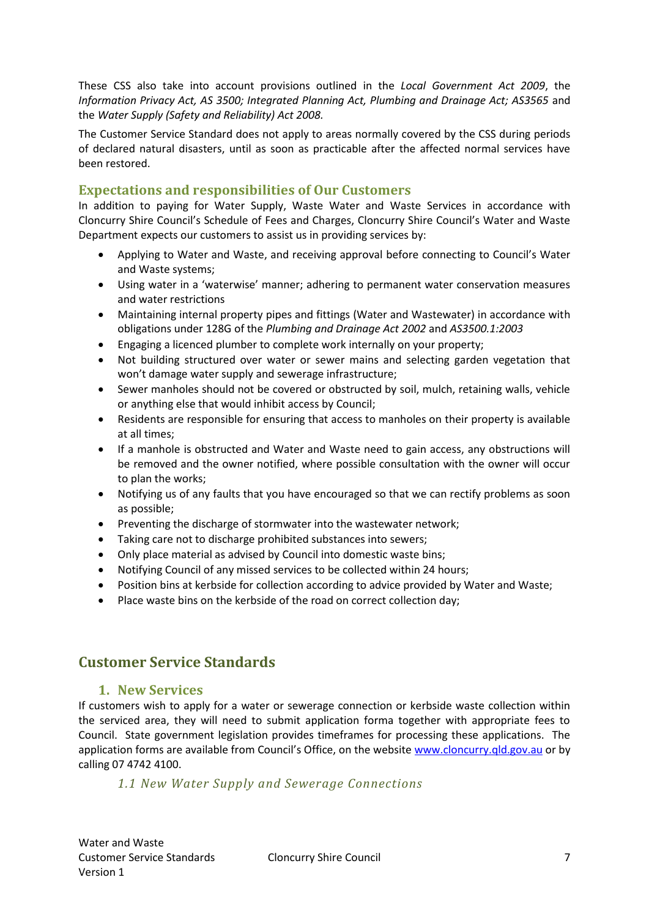These CSS also take into account provisions outlined in the *Local Government Act 2009*, the *Information Privacy Act, AS 3500; Integrated Planning Act, Plumbing and Drainage Act; AS3565* and the *Water Supply (Safety and Reliability) Act 2008.*

The Customer Service Standard does not apply to areas normally covered by the CSS during periods of declared natural disasters, until as soon as practicable after the affected normal services have been restored.

## Expectations and responsibilities of Our Customers

In addition to paying for Water Supply, Waste Water and Waste Services in accordance with Cloncurry Shire Council's Schedule of Fees and Charges, Cloncurry Shire Council's Water and Waste Department expects our customers to assist us in providing services by:

- Applying to Water and Waste, and receiving approval before connecting to Council's Water and Waste systems;
- Using water in a 'waterwise' manner; adhering to permanent water conservation measures and water restrictions
- Maintaining internal property pipes and fittings (Water and Wastewater) in accordance with obligations under 128G of the *Plumbing and Drainage Act 2002* and *AS3500.1:2003*
- Engaging a licenced plumber to complete work internally on your property;
- Not building structured over water or sewer mains and selecting garden vegetation that won't damage water supply and sewerage infrastructure;
- Sewer manholes should not be covered or obstructed by soil, mulch, retaining walls, vehicle or anything else that would inhibit access by Council;
- Residents are responsible for ensuring that access to manholes on their property is available at all times;
- If a manhole is obstructed and Water and Waste need to gain access, any obstructions will be removed and the owner notified, where possible consultation with the owner will occur to plan the works;
- Notifying us of any faults that you have encouraged so that we can rectify problems as soon as possible;
- Preventing the discharge of stormwater into the wastewater network;
- Taking care not to discharge prohibited substances into sewers;
- Only place material as advised by Council into domestic waste bins;
- Notifying Council of any missed services to be collected within 24 hours;
- Position bins at kerbside for collection according to advice provided by Water and Waste;
- Place waste bins on the kerbside of the road on correct collection day;

## Customer Service Standards

### 1. New Services

If customers wish to apply for a water or sewerage connection or kerbside waste collection within the serviced area, they will need to submit application forma together with appropriate fees to Council. State government legislation provides timeframes for processing these applications. The application forms are available from Council's Office, on the website [www.cloncurry.qld.gov.au](http://www.cloncurry.qld.gov.au) or by calling 07 4742 4100.

#### *1.1 New Water Supply and Sewerage Connections*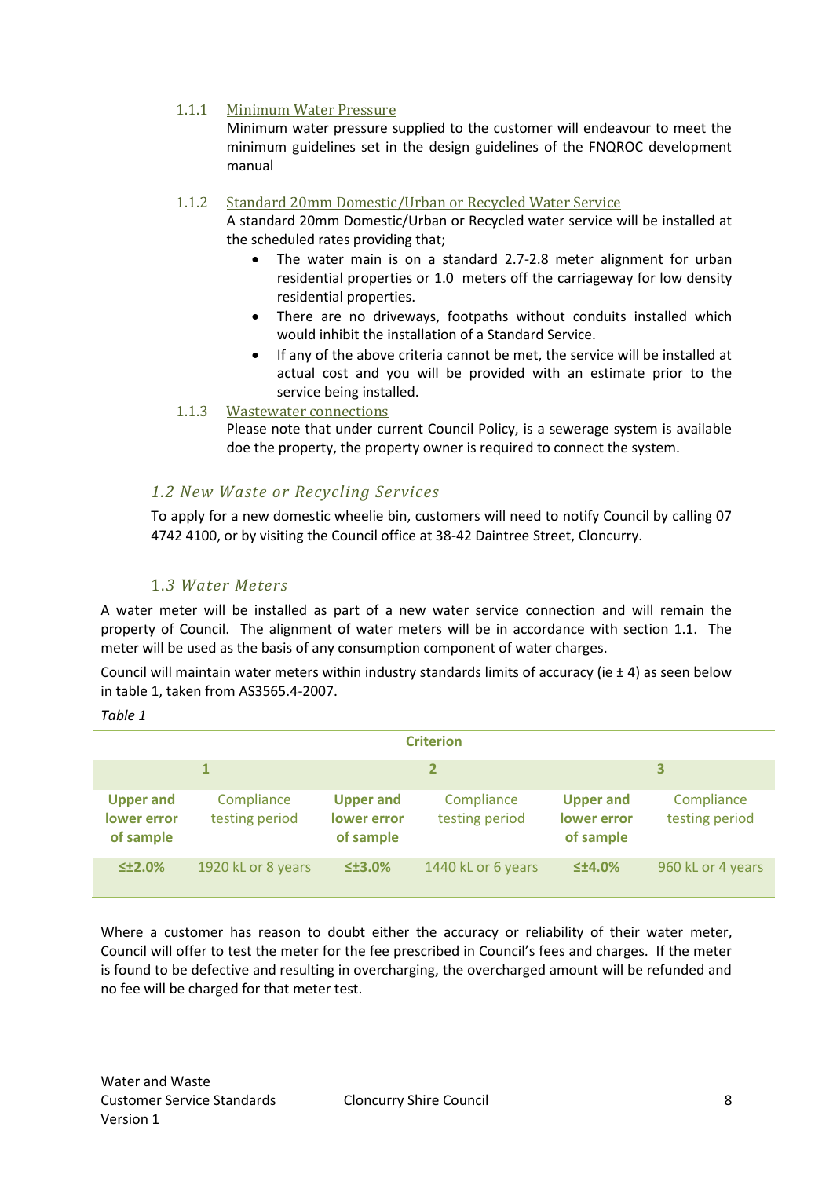#### 1.1.1 Minimum Water Pressure

Minimum water pressure supplied to the customer will endeavour to meet the minimum guidelines set in the design guidelines of the FNQROC development manual

#### 1.1.2 Standard 20mm Domestic/Urban or Recycled Water Service

A standard 20mm Domestic/Urban or Recycled water service will be installed at the scheduled rates providing that;

- The water main is on a standard 2.7-2.8 meter alignment for urban residential properties or 1.0 meters off the carriageway for low density residential properties.
- There are no driveways, footpaths without conduits installed which would inhibit the installation of a Standard Service.
- If any of the above criteria cannot be met, the service will be installed at actual cost and you will be provided with an estimate prior to the service being installed.

#### 1.1.3 Wastewater connections

Please note that under current Council Policy, is a sewerage system is available doe the property, the property owner is required to connect the system.

### *1.2 New Waste or Recycling Services*

To apply for a new domestic wheelie bin, customers will need to notify Council by calling 07 4742 4100, or by visiting the Council office at 38-42 Daintree Street, Cloncurry.

### *1.3 Water Meters*

A water meter will be installed as part of a new water service connection and will remain the property of Council. The alignment of water meters will be in accordance with section 1.1. The meter will be used as the basis of any consumption component of water charges.

Council will maintain water meters within industry standards limits of accuracy (ie ± 4) as seen below in table 1, taken from AS3565.4-2007.

*Table 1*

| Criterion | | | | | |
|---|---|---|---|---|---|
| 1 | | 2 | | 3 | |
| **Upper and lower error of sample** | Compliance testing period | **Upper and lower error of sample** | Compliance testing period | **Upper and lower error of sample** | Compliance testing period |
| **≤±2.0%** | 1920 kL or 8 years | **≤±3.0%** | 1440 kL or 6 years | **≤±4.0%** | 960 kL or 4 years |

Where a customer has reason to doubt either the accuracy or reliability of their water meter, Council will offer to test the meter for the fee prescribed in Council's fees and charges. If the meter is found to be defective and resulting in overcharging, the overcharged amount will be refunded and no fee will be charged for that meter test.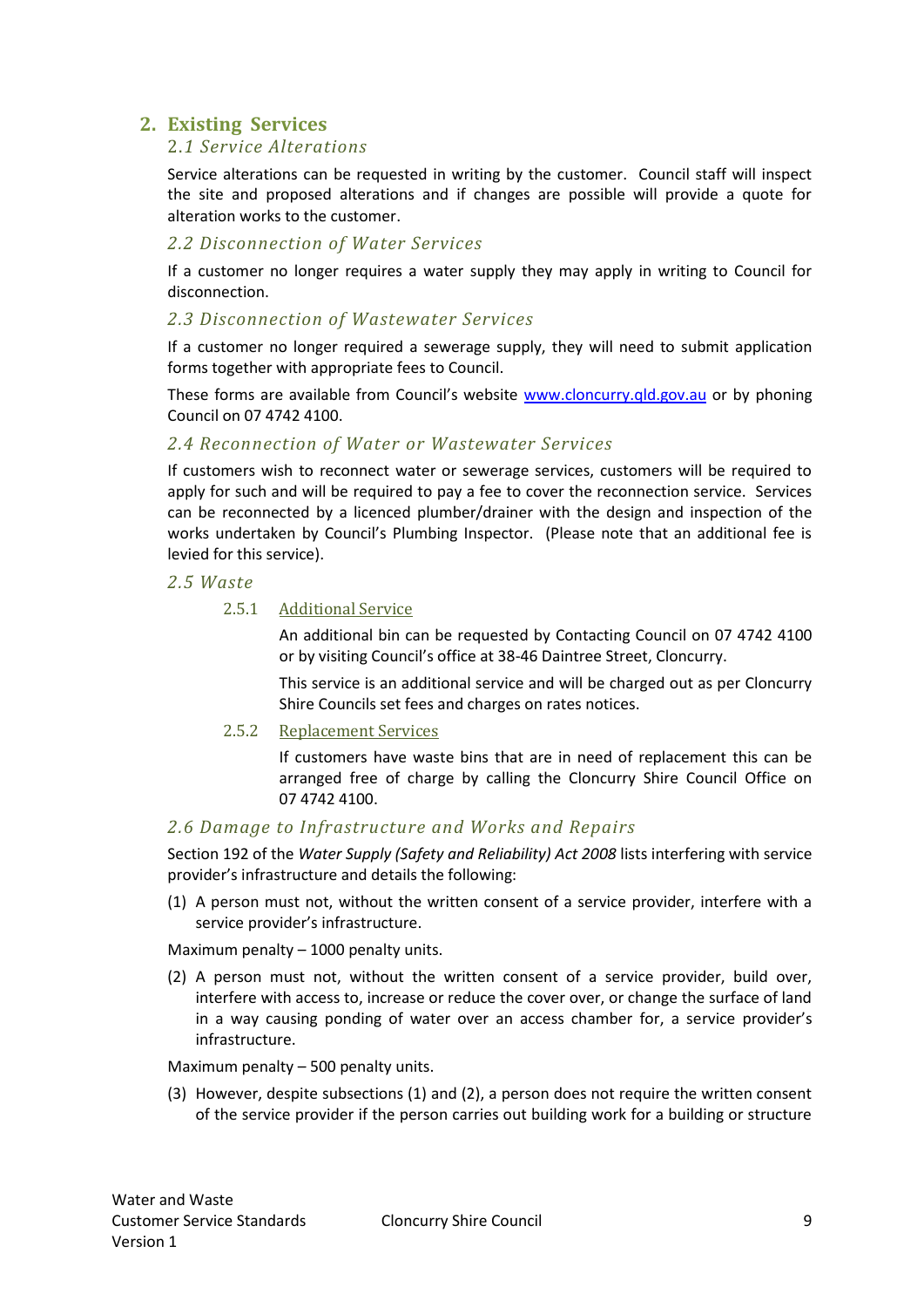## 2. Existing Services

### *2.1 Service Alterations*

Service alterations can be requested in writing by the customer. Council staff will inspect the site and proposed alterations and if changes are possible will provide a quote for alteration works to the customer.

### *2.2 Disconnection of Water Services*

If a customer no longer requires a water supply they may apply in writing to Council for disconnection.

### *2.3 Disconnection of Wastewater Services*

If a customer no longer required a sewerage supply, they will need to submit application forms together with appropriate fees to Council.

These forms are available from Council's website www.cloncurry.qld.gov.au or by phoning Council on 07 4742 4100.

### *2.4 Reconnection of Water or Wastewater Services*

If customers wish to reconnect water or sewerage services, customers will be required to apply for such and will be required to pay a fee to cover the reconnection service. Services can be reconnected by a licenced plumber/drainer with the design and inspection of the works undertaken by Council's Plumbing Inspector. (Please note that an additional fee is levied for this service).

### *2.5 Waste*

#### 2.5.1 Additional Service

An additional bin can be requested by Contacting Council on 07 4742 4100 or by visiting Council's office at 38-46 Daintree Street, Cloncurry.

This service is an additional service and will be charged out as per Cloncurry Shire Councils set fees and charges on rates notices.

#### 2.5.2 Replacement Services

If customers have waste bins that are in need of replacement this can be arranged free of charge by calling the Cloncurry Shire Council Office on 07 4742 4100.

### *2.6 Damage to Infrastructure and Works and Repairs*

Section 192 of the *Water Supply (Safety and Reliability) Act 2008* lists interfering with service provider's infrastructure and details the following:

(1) A person must not, without the written consent of a service provider, interfere with a service provider's infrastructure.

Maximum penalty – 1000 penalty units.

(2) A person must not, without the written consent of a service provider, build over, interfere with access to, increase or reduce the cover over, or change the surface of land in a way causing ponding of water over an access chamber for, a service provider's infrastructure.

Maximum penalty – 500 penalty units.

(3) However, despite subsections (1) and (2), a person does not require the written consent of the service provider if the person carries out building work for a building or structure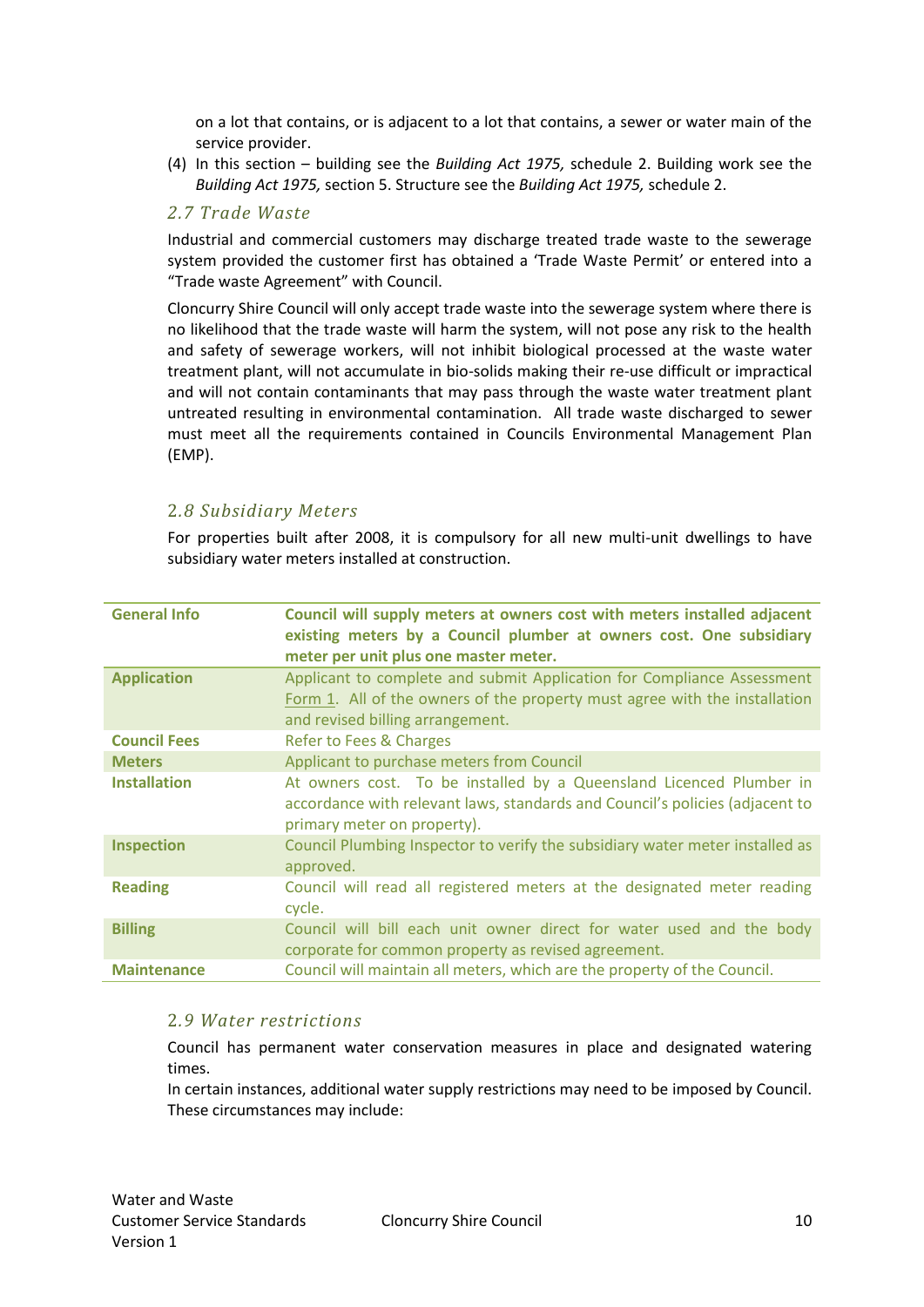on a lot that contains, or is adjacent to a lot that contains, a sewer or water main of the service provider.

(4) In this section – building see the *Building Act 1975,* schedule 2. Building work see the *Building Act 1975,* section 5. Structure see the *Building Act 1975,* schedule 2.

## 2.7 Trade Waste

Industrial and commercial customers may discharge treated trade waste to the sewerage system provided the customer first has obtained a 'Trade Waste Permit' or entered into a "Trade waste Agreement" with Council.

Cloncurry Shire Council will only accept trade waste into the sewerage system where there is no likelihood that the trade waste will harm the system, will not pose any risk to the health and safety of sewerage workers, will not inhibit biological processed at the waste water treatment plant, will not accumulate in bio-solids making their re-use difficult or impractical and will not contain contaminants that may pass through the waste water treatment plant untreated resulting in environmental contamination. All trade waste discharged to sewer must meet all the requirements contained in Councils Environmental Management Plan (EMP).

## 2.8 Subsidiary Meters

For properties built after 2008, it is compulsory for all new multi-unit dwellings to have subsidiary water meters installed at construction.

| General Info | **Council will supply meters at owners cost with meters installed adjacent existing meters by a Council plumber at owners cost. One subsidiary meter per unit plus one master meter.** |
|---|---|
| **Application** | Applicant to complete and submit Application for Compliance Assessment Form 1. All of the owners of the property must agree with the installation and revised billing arrangement. |
| **Council Fees** | Refer to Fees & Charges |
| **Meters** | Applicant to purchase meters from Council |
| **Installation** | At owners cost. To be installed by a Queensland Licenced Plumber in accordance with relevant laws, standards and Council's policies (adjacent to primary meter on property). |
| **Inspection** | Council Plumbing Inspector to verify the subsidiary water meter installed as approved. |
| **Reading** | Council will read all registered meters at the designated meter reading cycle. |
| **Billing** | Council will bill each unit owner direct for water used and the body corporate for common property as revised agreement. |
| **Maintenance** | Council will maintain all meters, which are the property of the Council. |

## 2.9 Water restrictions

Council has permanent water conservation measures in place and designated watering times.

In certain instances, additional water supply restrictions may need to be imposed by Council. These circumstances may include: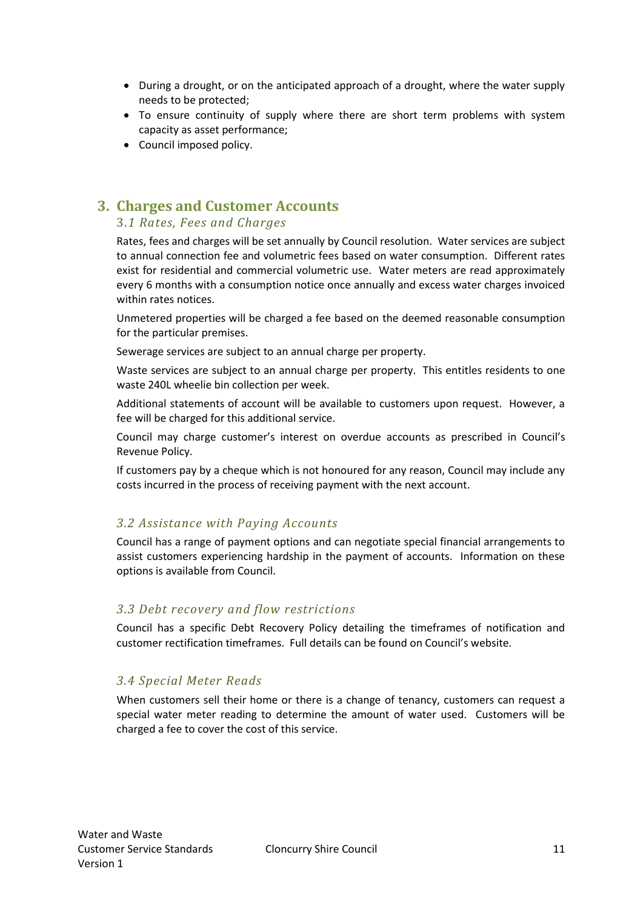- During a drought, or on the anticipated approach of a drought, where the water supply needs to be protected;
- To ensure continuity of supply where there are short term problems with system capacity as asset performance;
- Council imposed policy.

## 3. Charges and Customer Accounts

### *3.1 Rates, Fees and Charges*

Rates, fees and charges will be set annually by Council resolution. Water services are subject to annual connection fee and volumetric fees based on water consumption. Different rates exist for residential and commercial volumetric use. Water meters are read approximately every 6 months with a consumption notice once annually and excess water charges invoiced within rates notices.

Unmetered properties will be charged a fee based on the deemed reasonable consumption for the particular premises.

Sewerage services are subject to an annual charge per property.

Waste services are subject to an annual charge per property. This entitles residents to one waste 240L wheelie bin collection per week.

Additional statements of account will be available to customers upon request. However, a fee will be charged for this additional service.

Council may charge customer's interest on overdue accounts as prescribed in Council's Revenue Policy.

If customers pay by a cheque which is not honoured for any reason, Council may include any costs incurred in the process of receiving payment with the next account.

### *3.2 Assistance with Paying Accounts*

Council has a range of payment options and can negotiate special financial arrangements to assist customers experiencing hardship in the payment of accounts. Information on these options is available from Council.

### *3.3 Debt recovery and flow restrictions*

Council has a specific Debt Recovery Policy detailing the timeframes of notification and customer rectification timeframes. Full details can be found on Council's website.

### *3.4 Special Meter Reads*

When customers sell their home or there is a change of tenancy, customers can request a special water meter reading to determine the amount of water used. Customers will be charged a fee to cover the cost of this service.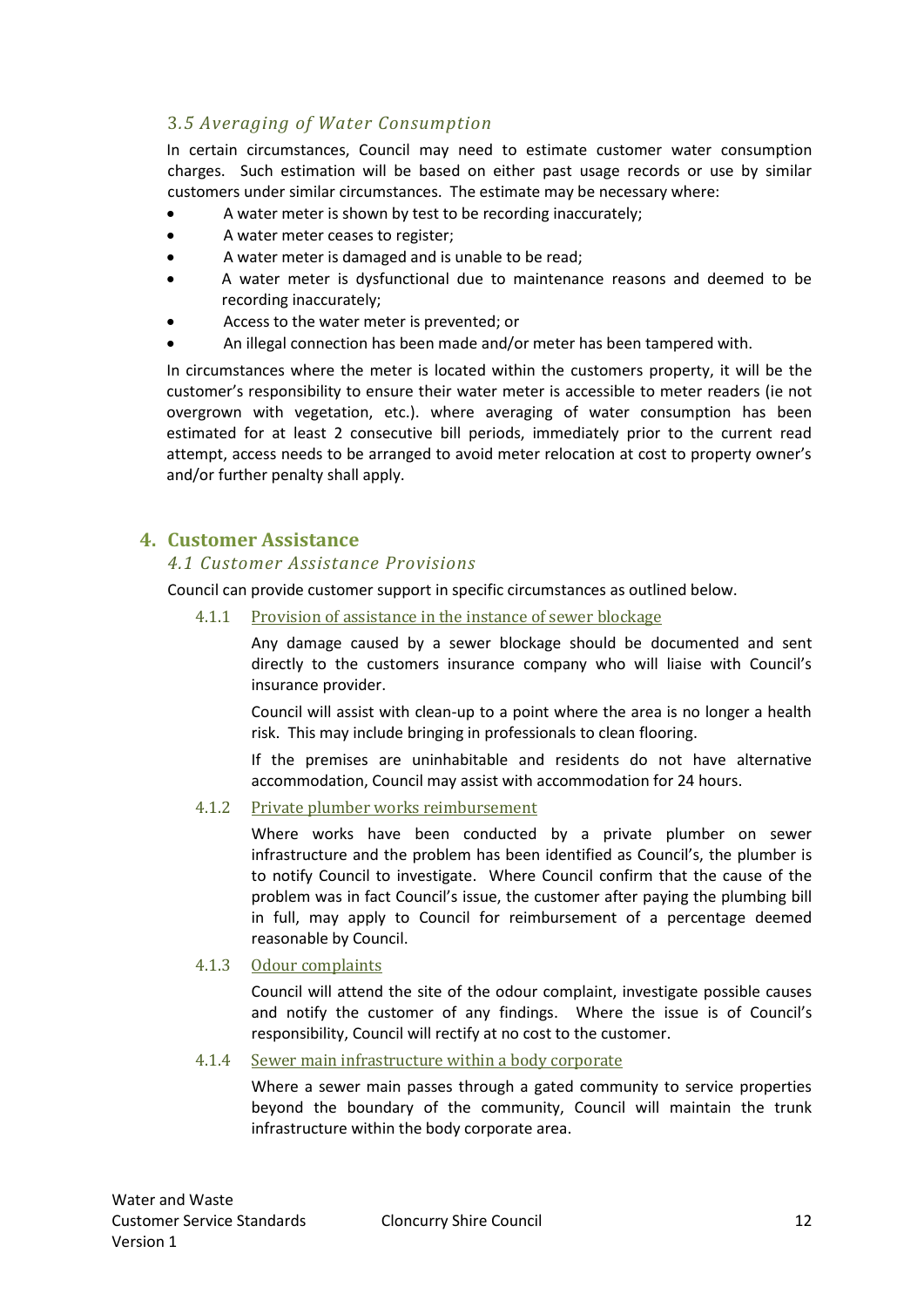### 3.5 Averaging of Water Consumption

In certain circumstances, Council may need to estimate customer water consumption charges. Such estimation will be based on either past usage records or use by similar customers under similar circumstances. The estimate may be necessary where:

- A water meter is shown by test to be recording inaccurately;
- A water meter ceases to register;
- A water meter is damaged and is unable to be read;
- A water meter is dysfunctional due to maintenance reasons and deemed to be recording inaccurately;
- Access to the water meter is prevented; or
- An illegal connection has been made and/or meter has been tampered with.

In circumstances where the meter is located within the customers property, it will be the customer's responsibility to ensure their water meter is accessible to meter readers (ie not overgrown with vegetation, etc.). where averaging of water consumption has been estimated for at least 2 consecutive bill periods, immediately prior to the current read attempt, access needs to be arranged to avoid meter relocation at cost to property owner's and/or further penalty shall apply.

## 4. Customer Assistance

### 4.1 Customer Assistance Provisions

Council can provide customer support in specific circumstances as outlined below.

#### 4.1.1 Provision of assistance in the instance of sewer blockage

Any damage caused by a sewer blockage should be documented and sent directly to the customers insurance company who will liaise with Council's insurance provider.

Council will assist with clean-up to a point where the area is no longer a health risk. This may include bringing in professionals to clean flooring.

If the premises are uninhabitable and residents do not have alternative accommodation, Council may assist with accommodation for 24 hours.

#### 4.1.2 Private plumber works reimbursement

Where works have been conducted by a private plumber on sewer infrastructure and the problem has been identified as Council's, the plumber is to notify Council to investigate. Where Council confirm that the cause of the problem was in fact Council's issue, the customer after paying the plumbing bill in full, may apply to Council for reimbursement of a percentage deemed reasonable by Council.

#### 4.1.3 Odour complaints

Council will attend the site of the odour complaint, investigate possible causes and notify the customer of any findings. Where the issue is of Council's responsibility, Council will rectify at no cost to the customer.

#### 4.1.4 Sewer main infrastructure within a body corporate

Where a sewer main passes through a gated community to service properties beyond the boundary of the community, Council will maintain the trunk infrastructure within the body corporate area.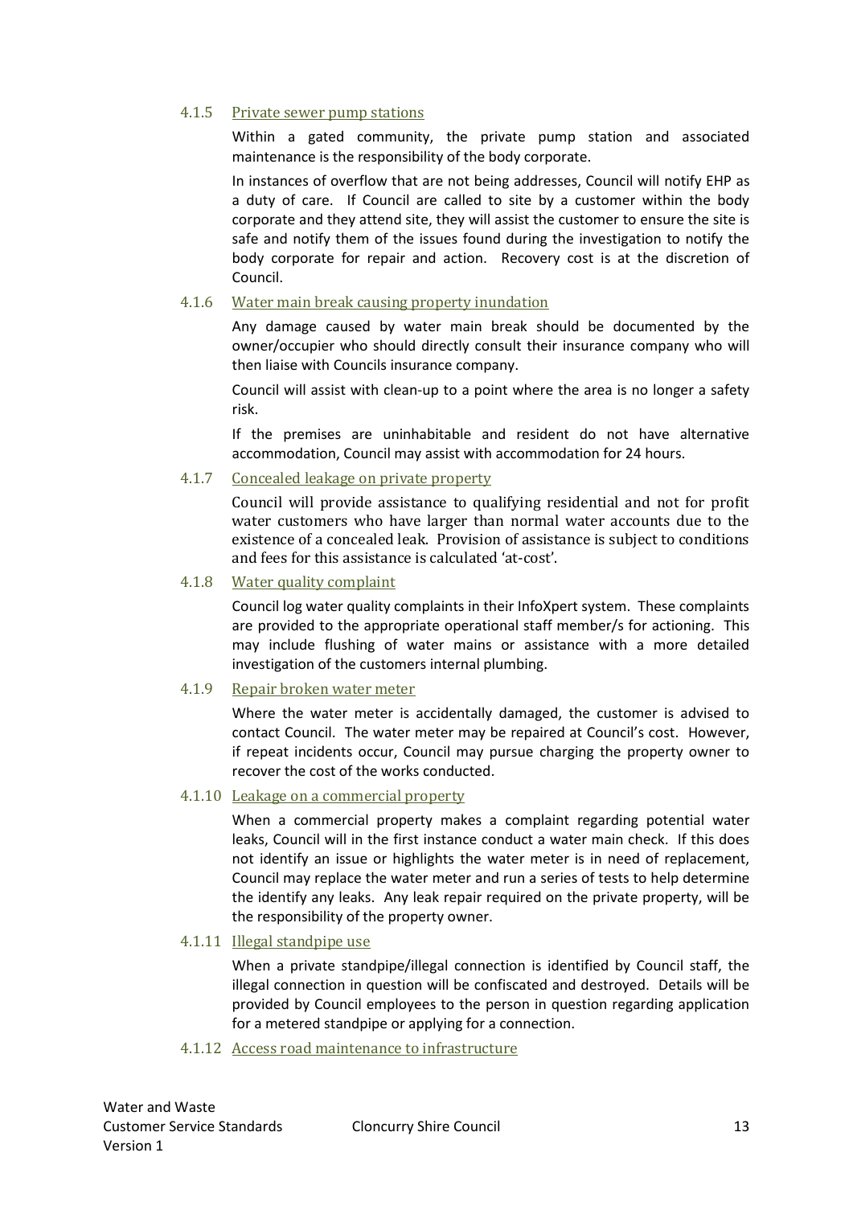#### 4.1.5 Private sewer pump stations

Within a gated community, the private pump station and associated maintenance is the responsibility of the body corporate.

In instances of overflow that are not being addresses, Council will notify EHP as a duty of care. If Council are called to site by a customer within the body corporate and they attend site, they will assist the customer to ensure the site is safe and notify them of the issues found during the investigation to notify the body corporate for repair and action. Recovery cost is at the discretion of Council.

#### 4.1.6 Water main break causing property inundation

Any damage caused by water main break should be documented by the owner/occupier who should directly consult their insurance company who will then liaise with Councils insurance company.

Council will assist with clean-up to a point where the area is no longer a safety risk.

If the premises are uninhabitable and resident do not have alternative accommodation, Council may assist with accommodation for 24 hours.

#### 4.1.7 Concealed leakage on private property

Council will provide assistance to qualifying residential and not for profit water customers who have larger than normal water accounts due to the existence of a concealed leak. Provision of assistance is subject to conditions and fees for this assistance is calculated 'at-cost'.

#### 4.1.8 Water quality complaint

Council log water quality complaints in their InfoXpert system. These complaints are provided to the appropriate operational staff member/s for actioning. This may include flushing of water mains or assistance with a more detailed investigation of the customers internal plumbing.

#### 4.1.9 Repair broken water meter

Where the water meter is accidentally damaged, the customer is advised to contact Council. The water meter may be repaired at Council's cost. However, if repeat incidents occur, Council may pursue charging the property owner to recover the cost of the works conducted.

#### 4.1.10 Leakage on a commercial property

When a commercial property makes a complaint regarding potential water leaks, Council will in the first instance conduct a water main check. If this does not identify an issue or highlights the water meter is in need of replacement, Council may replace the water meter and run a series of tests to help determine the identify any leaks. Any leak repair required on the private property, will be the responsibility of the property owner.

#### 4.1.11 Illegal standpipe use

When a private standpipe/illegal connection is identified by Council staff, the illegal connection in question will be confiscated and destroyed. Details will be provided by Council employees to the person in question regarding application for a metered standpipe or applying for a connection.

#### 4.1.12 Access road maintenance to infrastructure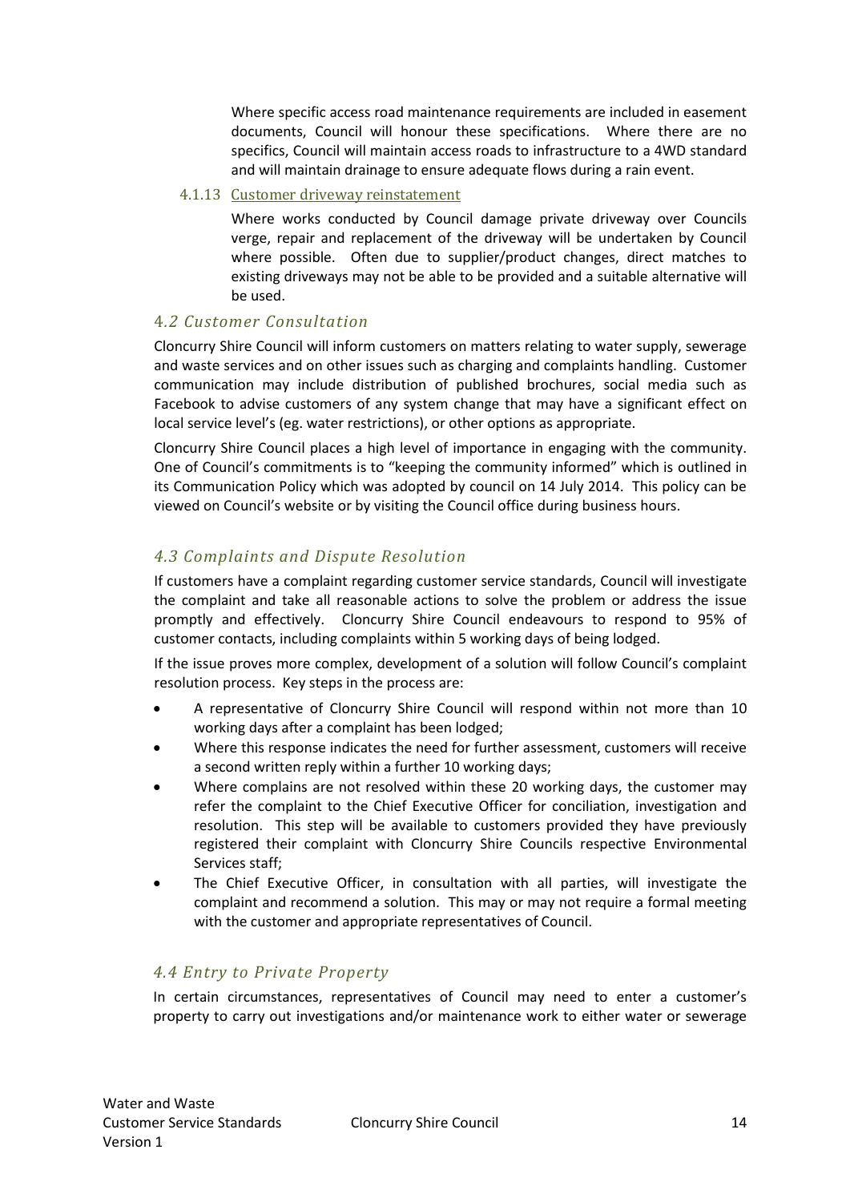Where specific access road maintenance requirements are included in easement documents, Council will honour these specifications. Where there are no specifics, Council will maintain access roads to infrastructure to a 4WD standard and will maintain drainage to ensure adequate flows during a rain event.

#### 4.1.13 Customer driveway reinstatement

Where works conducted by Council damage private driveway over Councils verge, repair and replacement of the driveway will be undertaken by Council where possible. Often due to supplier/product changes, direct matches to existing driveways may not be able to be provided and a suitable alternative will be used.

### 4.2 Customer Consultation

Cloncurry Shire Council will inform customers on matters relating to water supply, sewerage and waste services and on other issues such as charging and complaints handling. Customer communication may include distribution of published brochures, social media such as Facebook to advise customers of any system change that may have a significant effect on local service level's (eg. water restrictions), or other options as appropriate.

Cloncurry Shire Council places a high level of importance in engaging with the community. One of Council's commitments is to "keeping the community informed" which is outlined in its Communication Policy which was adopted by council on 14 July 2014. This policy can be viewed on Council's website or by visiting the Council office during business hours.

### 4.3 Complaints and Dispute Resolution

If customers have a complaint regarding customer service standards, Council will investigate the complaint and take all reasonable actions to solve the problem or address the issue promptly and effectively. Cloncurry Shire Council endeavours to respond to 95% of customer contacts, including complaints within 5 working days of being lodged.

If the issue proves more complex, development of a solution will follow Council's complaint resolution process. Key steps in the process are:

- A representative of Cloncurry Shire Council will respond within not more than 10 working days after a complaint has been lodged;
- Where this response indicates the need for further assessment, customers will receive a second written reply within a further 10 working days;
- Where complains are not resolved within these 20 working days, the customer may refer the complaint to the Chief Executive Officer for conciliation, investigation and resolution. This step will be available to customers provided they have previously registered their complaint with Cloncurry Shire Councils respective Environmental Services staff;
- The Chief Executive Officer, in consultation with all parties, will investigate the complaint and recommend a solution. This may or may not require a formal meeting with the customer and appropriate representatives of Council.

### 4.4 Entry to Private Property

In certain circumstances, representatives of Council may need to enter a customer's property to carry out investigations and/or maintenance work to either water or sewerage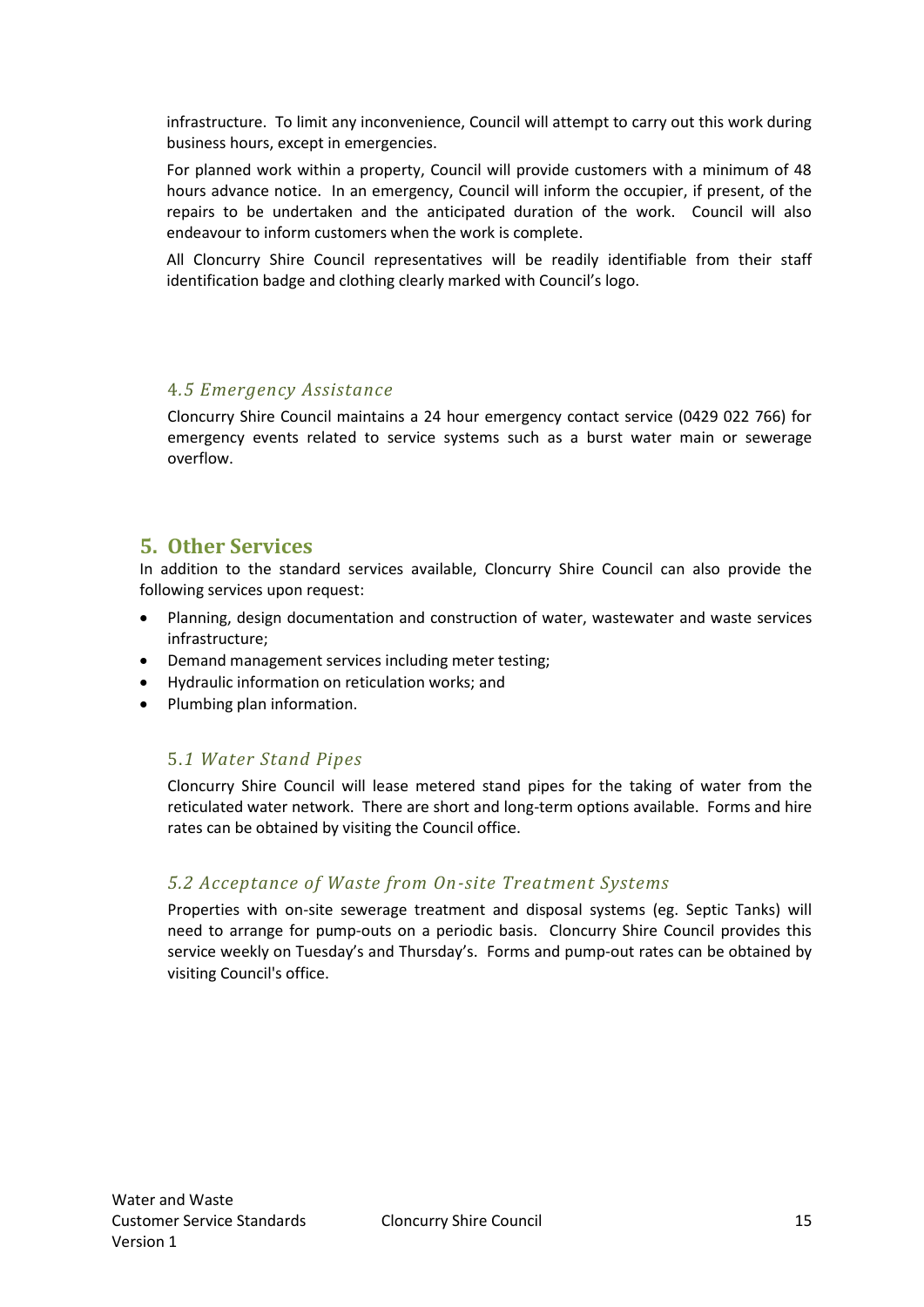infrastructure. To limit any inconvenience, Council will attempt to carry out this work during business hours, except in emergencies.

For planned work within a property, Council will provide customers with a minimum of 48 hours advance notice. In an emergency, Council will inform the occupier, if present, of the repairs to be undertaken and the anticipated duration of the work. Council will also endeavour to inform customers when the work is complete.

All Cloncurry Shire Council representatives will be readily identifiable from their staff identification badge and clothing clearly marked with Council's logo.

### 4.5 Emergency Assistance

Cloncurry Shire Council maintains a 24 hour emergency contact service (0429 022 766) for emergency events related to service systems such as a burst water main or sewerage overflow.

## 5. Other Services

In addition to the standard services available, Cloncurry Shire Council can also provide the following services upon request:

- Planning, design documentation and construction of water, wastewater and waste services infrastructure;
- Demand management services including meter testing;
- Hydraulic information on reticulation works; and
- Plumbing plan information.

### 5.1 Water Stand Pipes

Cloncurry Shire Council will lease metered stand pipes for the taking of water from the reticulated water network. There are short and long-term options available. Forms and hire rates can be obtained by visiting the Council office.

### 5.2 Acceptance of Waste from On-site Treatment Systems

Properties with on-site sewerage treatment and disposal systems (eg. Septic Tanks) will need to arrange for pump-outs on a periodic basis. Cloncurry Shire Council provides this service weekly on Tuesday's and Thursday's. Forms and pump-out rates can be obtained by visiting Council's office.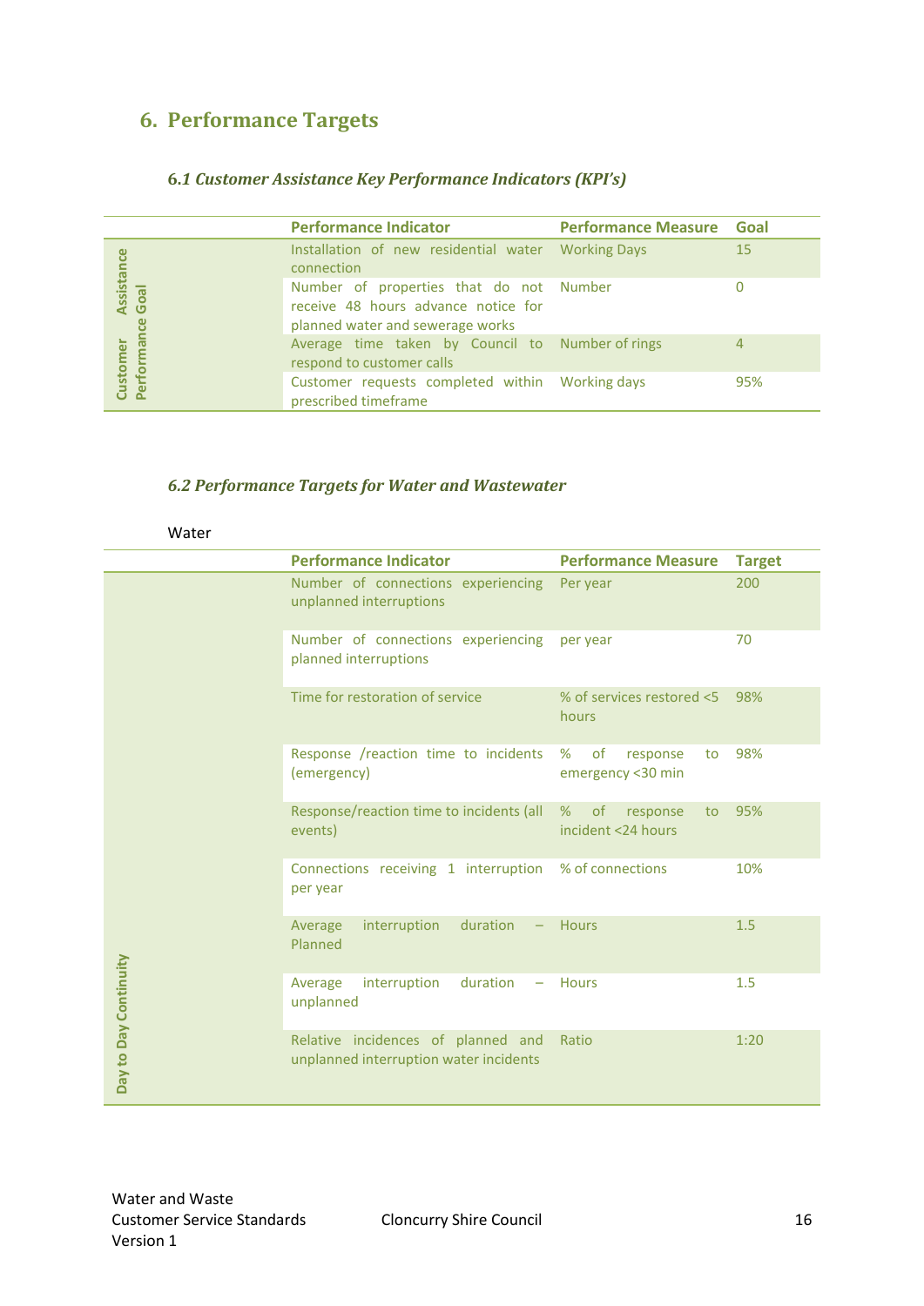## 6. Performance Targets

### 6.1 Customer Assistance Key Performance Indicators (KPI's)

| | Performance Indicator | Performance Measure | Goal |
|---|---|---|---|
| Customer Assistance Performance Goal | Installation of new residential water connection | Working Days | 15 |
| | Number of properties that do not receive 48 hours advance notice for planned water and sewerage works | Number | 0 |
| | Average time taken by Council to respond to customer calls | Number of rings | 4 |
| | Customer requests completed within prescribed timeframe | Working days | 95% |

### 6.2 Performance Targets for Water and Wastewater

Water

| | Performance Indicator | Performance Measure | Target |
|---|---|---|---|
| Day to Day Continuity | Number of connections experiencing unplanned interruptions | Per year | 200 |
| | Number of connections experiencing planned interruptions | per year | 70 |
| | Time for restoration of service | % of services restored <5 hours | 98% |
| | Response /reaction time to incidents (emergency) | % of response to emergency <30 min | 98% |
| | Response/reaction time to incidents (all events) | % of response to incident <24 hours | 95% |
| | Connections receiving 1 interruption per year | % of connections | 10% |
| | Average interruption duration – Planned | Hours | 1.5 |
| | Average interruption duration – unplanned | Hours | 1.5 |
| | Relative incidences of planned and unplanned interruption water incidents | Ratio | 1:20 |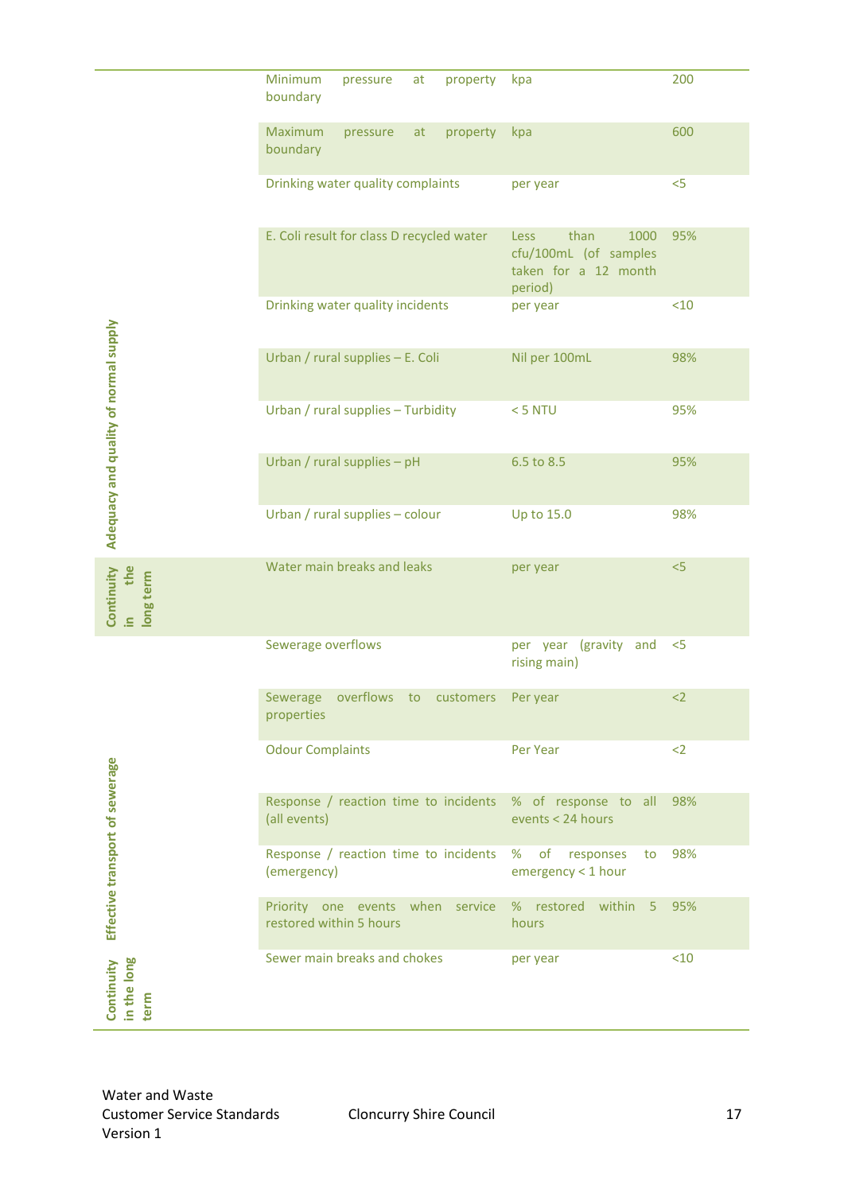| | | | |
|---|---|---|---|
| Adequacy and quality of normal supply | Minimum pressure at property boundary | kpa | 200 |
| | Maximum pressure at property boundary | kpa | 600 |
| | Drinking water quality complaints | per year | <5 |
| | E. Coli result for class D recycled water | Less than 1000 cfu/100mL (of samples taken for a 12 month period) | 95% |
| | Drinking water quality incidents | per year | <10 |
| | Urban / rural supplies – E. Coli | Nil per 100mL | 98% |
| | Urban / rural supplies – Turbidity | < 5 NTU | 95% |
| | Urban / rural supplies – pH | 6.5 to 8.5 | 95% |
| | Urban / rural supplies – colour | Up to 15.0 | 98% |
| Continuity in the long term | Water main breaks and leaks | per year | <5 |
| Effective transport of sewerage | Sewerage overflows | per year (gravity and rising main) | <5 |
| | Sewerage overflows to customers properties | Per year | <2 |
| | Odour Complaints | Per Year | <2 |
| | Response / reaction time to incidents (all events) | % of response to all events < 24 hours | 98% |
| | Response / reaction time to incidents (emergency) | % of responses to emergency < 1 hour | 98% |
| | Priority one events when service restored within 5 hours | % restored within 5 hours | 95% |
| Continuity in the long term | Sewer main breaks and chokes | per year | <10 |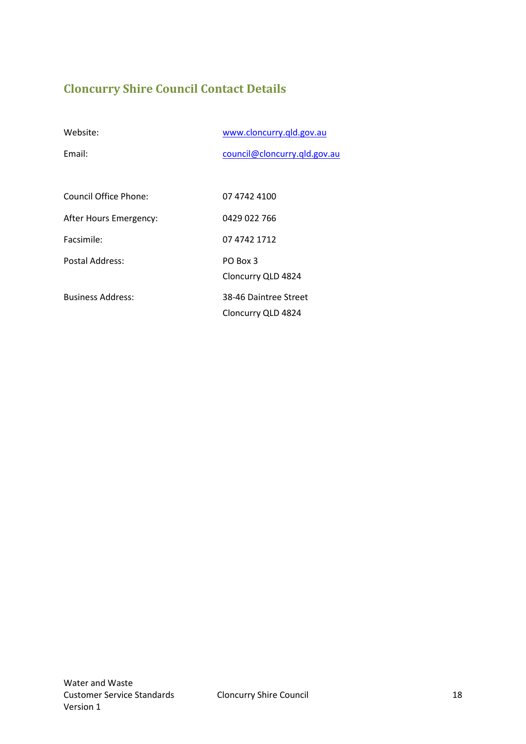## Cloncurry Shire Council Contact Details

| | |
|---|---|
| Website: | www.cloncurry.qld.gov.au |
| Email: | council@cloncurry.qld.gov.au |
| Council Office Phone: | 07 4742 4100 |
| After Hours Emergency: | 0429 022 766 |
| Facsimile: | 07 4742 1712 |
| Postal Address: | PO Box 3<br>Cloncurry QLD 4824 |
| Business Address: | 38-46 Daintree Street<br>Cloncurry QLD 4824 |